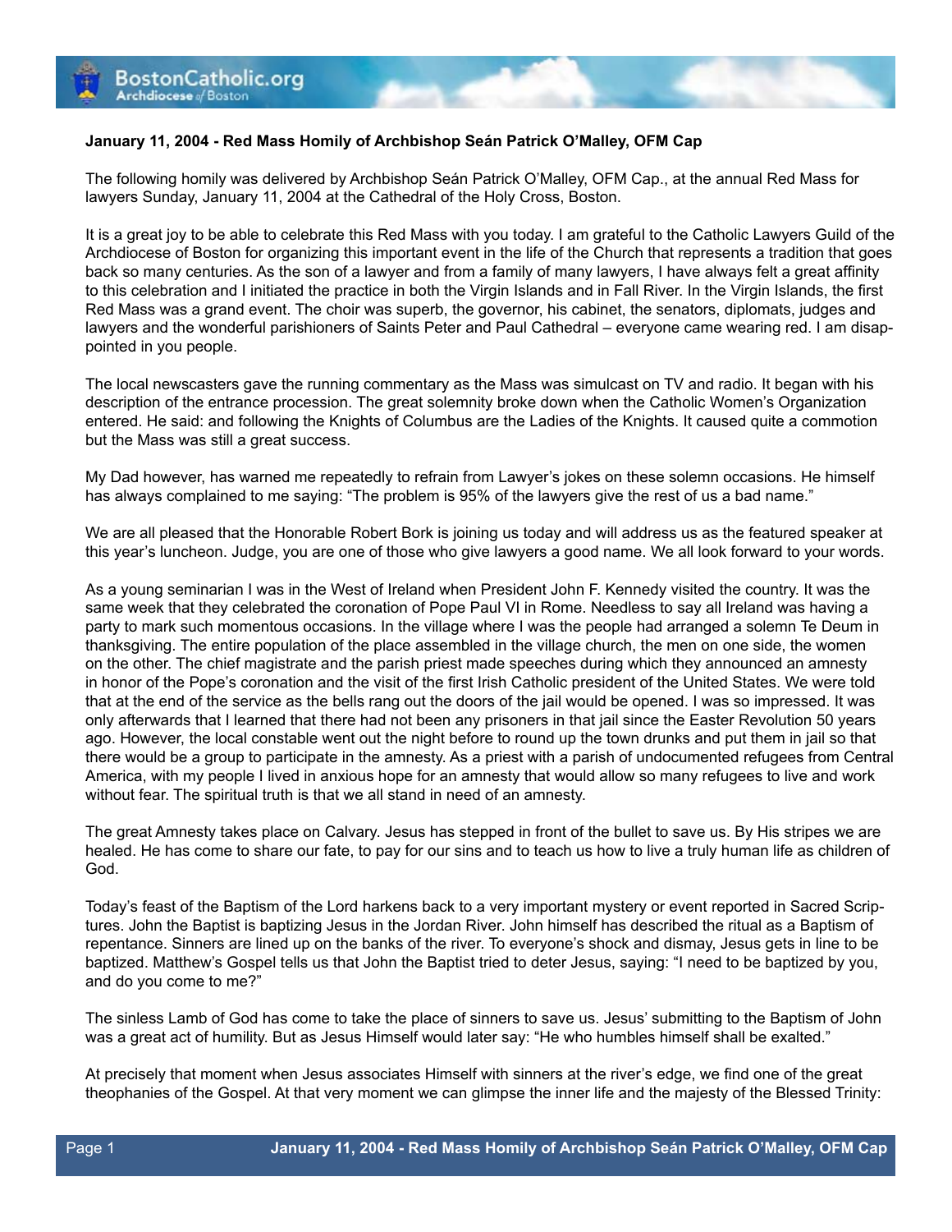**January 11, 2004 - Red Mass Homily of Archbishop Seán Patrick O'Malley, OFM Cap**

The following homily was delivered by Archbishop Seán Patrick O'Malley, OFM Cap., at the annual Red Mass for lawyers Sunday, January 11, 2004 at the Cathedral of the Holy Cross, Boston.

It is a great joy to be able to celebrate this Red Mass with you today. I am grateful to the Catholic Lawyers Guild of the Archdiocese of Boston for organizing this important event in the life of the Church that represents a tradition that goes back so many centuries. As the son of a lawyer and from a family of many lawyers, I have always felt a great affinity to this celebration and I initiated the practice in both the Virgin Islands and in Fall River. In the Virgin Islands, the first Red Mass was a grand event. The choir was superb, the governor, his cabinet, the senators, diplomats, judges and lawyers and the wonderful parishioners of Saints Peter and Paul Cathedral – everyone came wearing red. I am disappointed in you people.

The local newscasters gave the running commentary as the Mass was simulcast on TV and radio. It began with his description of the entrance procession. The great solemnity broke down when the Catholic Women's Organization entered. He said: and following the Knights of Columbus are the Ladies of the Knights. It caused quite a commotion but the Mass was still a great success.

My Dad however, has warned me repeatedly to refrain from Lawyer's jokes on these solemn occasions. He himself has always complained to me saying: "The problem is 95% of the lawyers give the rest of us a bad name."

We are all pleased that the Honorable Robert Bork is joining us today and will address us as the featured speaker at this year's luncheon. Judge, you are one of those who give lawyers a good name. We all look forward to your words.

As a young seminarian I was in the West of Ireland when President John F. Kennedy visited the country. It was the same week that they celebrated the coronation of Pope Paul VI in Rome. Needless to say all Ireland was having a party to mark such momentous occasions. In the village where I was the people had arranged a solemn Te Deum in thanksgiving. The entire population of the place assembled in the village church, the men on one side, the women on the other. The chief magistrate and the parish priest made speeches during which they announced an amnesty in honor of the Pope's coronation and the visit of the first Irish Catholic president of the United States. We were told that at the end of the service as the bells rang out the doors of the jail would be opened. I was so impressed. It was only afterwards that I learned that there had not been any prisoners in that jail since the Easter Revolution 50 years ago. However, the local constable went out the night before to round up the town drunks and put them in jail so that there would be a group to participate in the amnesty. As a priest with a parish of undocumented refugees from Central America, with my people I lived in anxious hope for an amnesty that would allow so many refugees to live and work without fear. The spiritual truth is that we all stand in need of an amnesty.

The great Amnesty takes place on Calvary. Jesus has stepped in front of the bullet to save us. By His stripes we are healed. He has come to share our fate, to pay for our sins and to teach us how to live a truly human life as children of God.

Today's feast of the Baptism of the Lord harkens back to a very important mystery or event reported in Sacred Scriptures. John the Baptist is baptizing Jesus in the Jordan River. John himself has described the ritual as a Baptism of repentance. Sinners are lined up on the banks of the river. To everyone's shock and dismay, Jesus gets in line to be baptized. Matthew's Gospel tells us that John the Baptist tried to deter Jesus, saying: "I need to be baptized by you, and do you come to me?"

The sinless Lamb of God has come to take the place of sinners to save us. Jesus' submitting to the Baptism of John was a great act of humility. But as Jesus Himself would later say: "He who humbles himself shall be exalted."

At precisely that moment when Jesus associates Himself with sinners at the river's edge, we find one of the great theophanies of the Gospel. At that very moment we can glimpse the inner life and the majesty of the Blessed Trinity: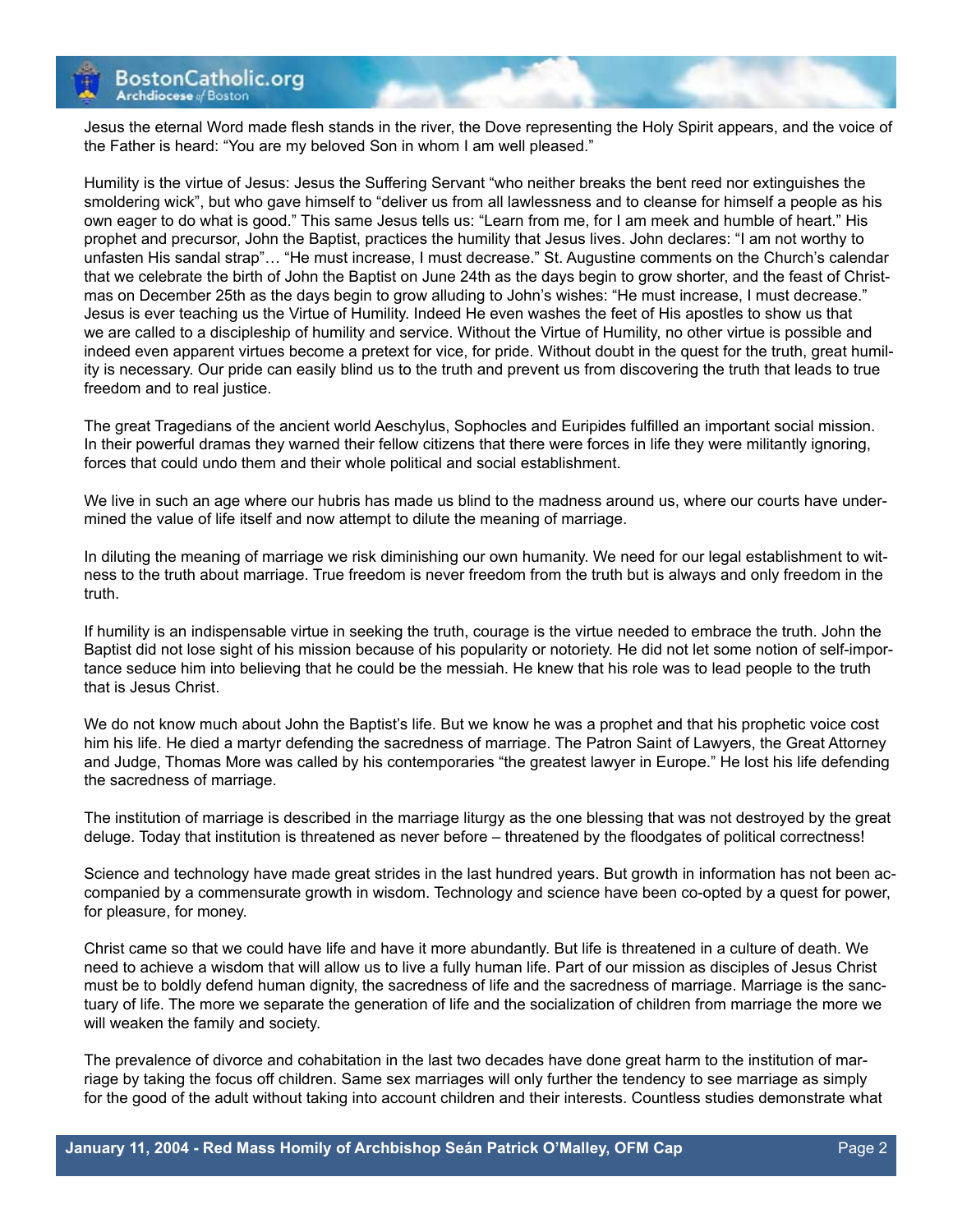Jesus the eternal Word made flesh stands in the river, the Dove representing the Holy Spirit appears, and the voice of the Father is heard: "You are my beloved Son in whom I am well pleased."

Humility is the virtue of Jesus: Jesus the Suffering Servant "who neither breaks the bent reed nor extinguishes the smoldering wick", but who gave himself to "deliver us from all lawlessness and to cleanse for himself a people as his own eager to do what is good." This same Jesus tells us: "Learn from me, for I am meek and humble of heart." His prophet and precursor, John the Baptist, practices the humility that Jesus lives. John declares: "I am not worthy to unfasten His sandal strap"… "He must increase, I must decrease." St. Augustine comments on the Church's calendar that we celebrate the birth of John the Baptist on June 24th as the days begin to grow shorter, and the feast of Christmas on December 25th as the days begin to grow alluding to John's wishes: "He must increase, I must decrease." Jesus is ever teaching us the Virtue of Humility. Indeed He even washes the feet of His apostles to show us that we are called to a discipleship of humility and service. Without the Virtue of Humility, no other virtue is possible and indeed even apparent virtues become a pretext for vice, for pride. Without doubt in the quest for the truth, great humility is necessary. Our pride can easily blind us to the truth and prevent us from discovering the truth that leads to true freedom and to real justice.

The great Tragedians of the ancient world Aeschylus, Sophocles and Euripides fulfilled an important social mission. In their powerful dramas they warned their fellow citizens that there were forces in life they were militantly ignoring, forces that could undo them and their whole political and social establishment.

We live in such an age where our hubris has made us blind to the madness around us, where our courts have undermined the value of life itself and now attempt to dilute the meaning of marriage.

In diluting the meaning of marriage we risk diminishing our own humanity. We need for our legal establishment to witness to the truth about marriage. True freedom is never freedom from the truth but is always and only freedom in the truth.

If humility is an indispensable virtue in seeking the truth, courage is the virtue needed to embrace the truth. John the Baptist did not lose sight of his mission because of his popularity or notoriety. He did not let some notion of self-importance seduce him into believing that he could be the messiah. He knew that his role was to lead people to the truth that is Jesus Christ.

We do not know much about John the Baptist's life. But we know he was a prophet and that his prophetic voice cost him his life. He died a martyr defending the sacredness of marriage. The Patron Saint of Lawyers, the Great Attorney and Judge, Thomas More was called by his contemporaries "the greatest lawyer in Europe." He lost his life defending the sacredness of marriage.

The institution of marriage is described in the marriage liturgy as the one blessing that was not destroyed by the great deluge. Today that institution is threatened as never before – threatened by the floodgates of political correctness!

Science and technology have made great strides in the last hundred years. But growth in information has not been accompanied by a commensurate growth in wisdom. Technology and science have been co-opted by a quest for power, for pleasure, for money.

Christ came so that we could have life and have it more abundantly. But life is threatened in a culture of death. We need to achieve a wisdom that will allow us to live a fully human life. Part of our mission as disciples of Jesus Christ must be to boldly defend human dignity, the sacredness of life and the sacredness of marriage. Marriage is the sanctuary of life. The more we separate the generation of life and the socialization of children from marriage the more we will weaken the family and society.

The prevalence of divorce and cohabitation in the last two decades have done great harm to the institution of marriage by taking the focus off children. Same sex marriages will only further the tendency to see marriage as simply for the good of the adult without taking into account children and their interests. Countless studies demonstrate what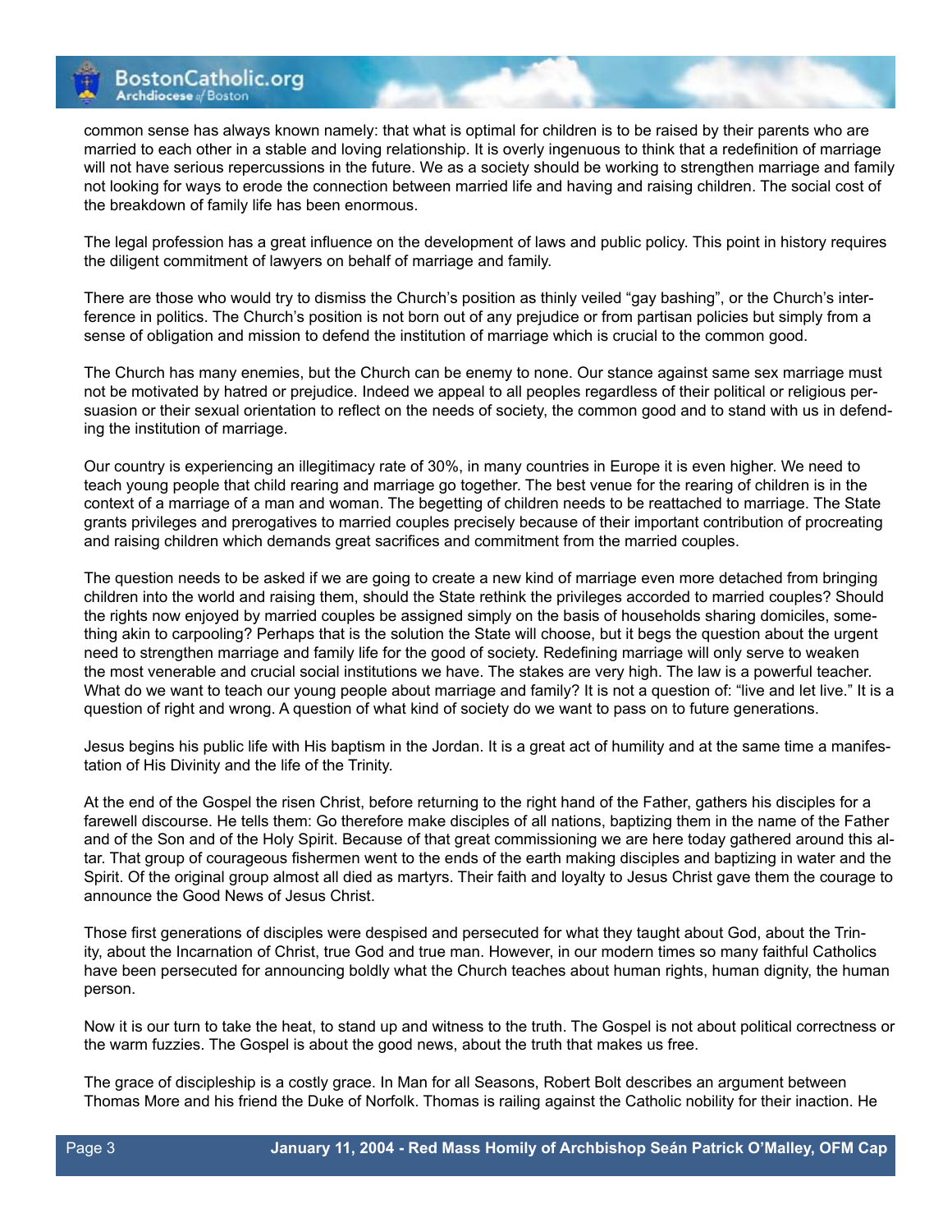common sense has always known namely: that what is optimal for children is to be raised by their parents who are married to each other in a stable and loving relationship. It is overly ingenuous to think that a redefinition of marriage will not have serious repercussions in the future. We as a society should be working to strengthen marriage and family not looking for ways to erode the connection between married life and having and raising children. The social cost of the breakdown of family life has been enormous.

The legal profession has a great influence on the development of laws and public policy. This point in history requires the diligent commitment of lawyers on behalf of marriage and family.

There are those who would try to dismiss the Church's position as thinly veiled "gay bashing", or the Church's interference in politics. The Church's position is not born out of any prejudice or from partisan policies but simply from a sense of obligation and mission to defend the institution of marriage which is crucial to the common good.

The Church has many enemies, but the Church can be enemy to none. Our stance against same sex marriage must not be motivated by hatred or prejudice. Indeed we appeal to all peoples regardless of their political or religious persuasion or their sexual orientation to reflect on the needs of society, the common good and to stand with us in defending the institution of marriage.

Our country is experiencing an illegitimacy rate of 30%, in many countries in Europe it is even higher. We need to teach young people that child rearing and marriage go together. The best venue for the rearing of children is in the context of a marriage of a man and woman. The begetting of children needs to be reattached to marriage. The State grants privileges and prerogatives to married couples precisely because of their important contribution of procreating and raising children which demands great sacrifices and commitment from the married couples.

The question needs to be asked if we are going to create a new kind of marriage even more detached from bringing children into the world and raising them, should the State rethink the privileges accorded to married couples? Should the rights now enjoyed by married couples be assigned simply on the basis of households sharing domiciles, something akin to carpooling? Perhaps that is the solution the State will choose, but it begs the question about the urgent need to strengthen marriage and family life for the good of society. Redefining marriage will only serve to weaken the most venerable and crucial social institutions we have. The stakes are very high. The law is a powerful teacher. What do we want to teach our young people about marriage and family? It is not a question of: "live and let live." It is a question of right and wrong. A question of what kind of society do we want to pass on to future generations.

Jesus begins his public life with His baptism in the Jordan. It is a great act of humility and at the same time a manifestation of His Divinity and the life of the Trinity.

At the end of the Gospel the risen Christ, before returning to the right hand of the Father, gathers his disciples for a farewell discourse. He tells them: Go therefore make disciples of all nations, baptizing them in the name of the Father and of the Son and of the Holy Spirit. Because of that great commissioning we are here today gathered around this altar. That group of courageous fishermen went to the ends of the earth making disciples and baptizing in water and the Spirit. Of the original group almost all died as martyrs. Their faith and loyalty to Jesus Christ gave them the courage to announce the Good News of Jesus Christ.

Those first generations of disciples were despised and persecuted for what they taught about God, about the Trinity, about the Incarnation of Christ, true God and true man. However, in our modern times so many faithful Catholics have been persecuted for announcing boldly what the Church teaches about human rights, human dignity, the human person.

Now it is our turn to take the heat, to stand up and witness to the truth. The Gospel is not about political correctness or the warm fuzzies. The Gospel is about the good news, about the truth that makes us free.

The grace of discipleship is a costly grace. In Man for all Seasons, Robert Bolt describes an argument between Thomas More and his friend the Duke of Norfolk. Thomas is railing against the Catholic nobility for their inaction. He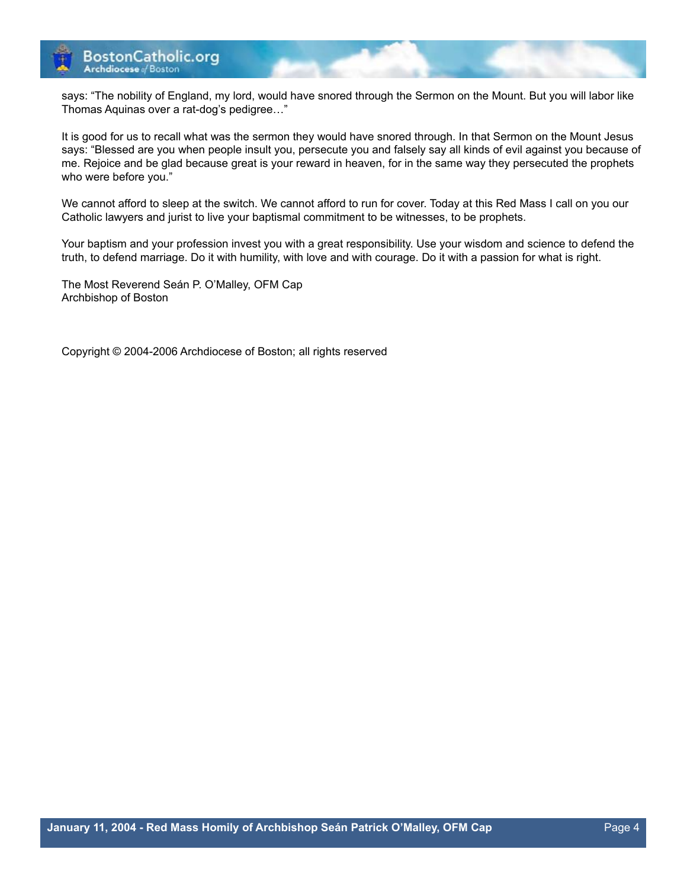says: “The nobility of England, my lord, would have snored through the Sermon on the Mount. But you will labor like Thomas Aquinas over a rat-dog’s pedigree…”

It is good for us to recall what was the sermon they would have snored through. In that Sermon on the Mount Jesus says: “Blessed are you when people insult you, persecute you and falsely say all kinds of evil against you because of me. Rejoice and be glad because great is your reward in heaven, for in the same way they persecuted the prophets who were before you.”

We cannot afford to sleep at the switch. We cannot afford to run for cover. Today at this Red Mass I call on you our Catholic lawyers and jurist to live your baptismal commitment to be witnesses, to be prophets.

Your baptism and your profession invest you with a great responsibility. Use your wisdom and science to defend the truth, to defend marriage. Do it with humility, with love and with courage. Do it with a passion for what is right.

The Most Reverend Seán P. O’Malley, OFM Cap
Archbishop of Boston

Copyright © 2004-2006 Archdiocese of Boston; all rights reserved